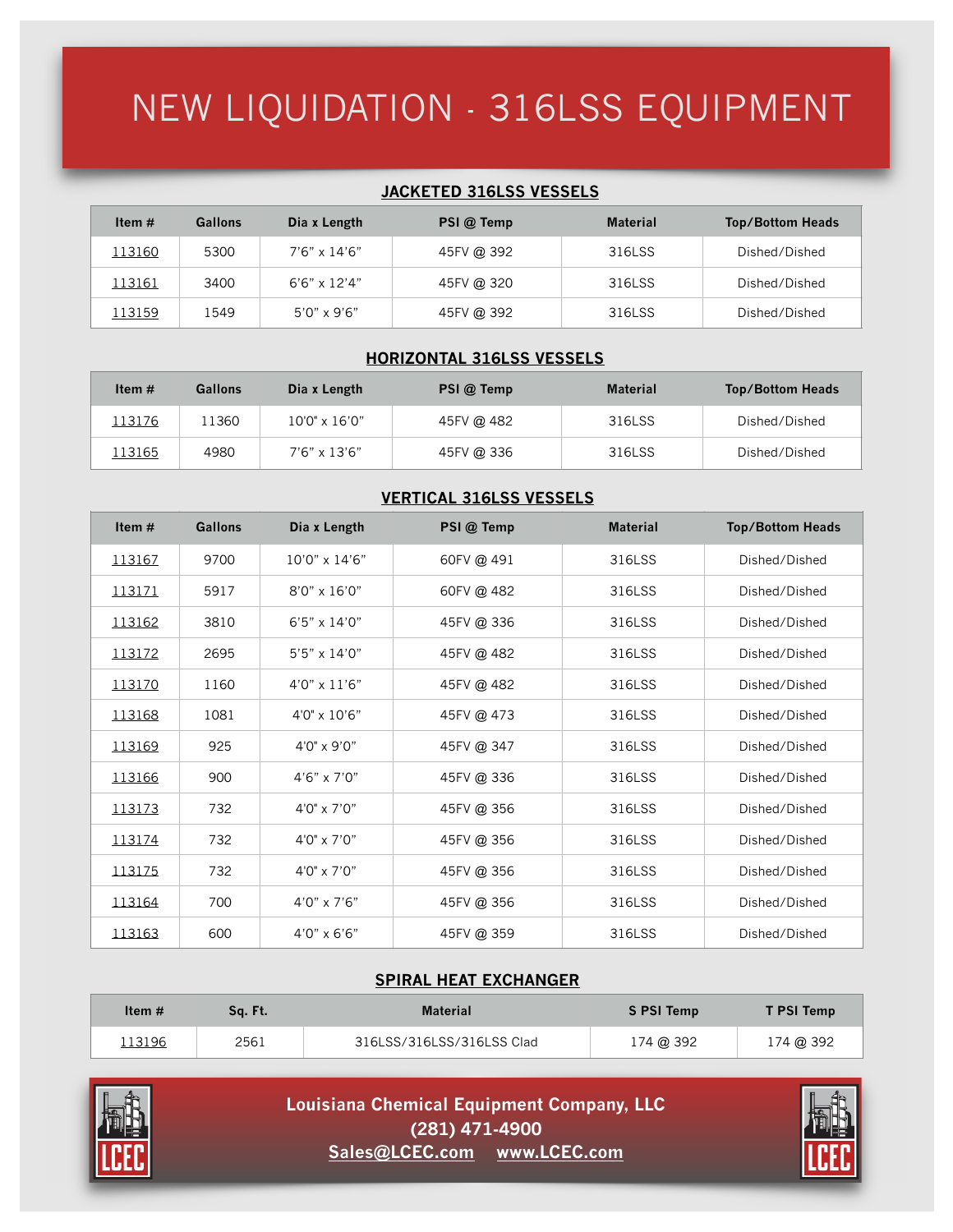# NEW LIQUIDATION - 316LSS EQUIPMENT

## JACKETED 316LSS VESSELS

| Item # | Gallons | Dia x Length | PSI @ Temp | Material | Top/Bottom Heads |
|---|---|---|---|---|---|
| 113160 | 5300 | 7’6” x 14’6” | 45FV @ 392 | 316LSS | Dished/Dished |
| 113161 | 3400 | 6’6” x 12’4” | 45FV @ 320 | 316LSS | Dished/Dished |
| 113159 | 1549 | 5’0” x 9’6” | 45FV @ 392 | 316LSS | Dished/Dished |

## HORIZONTAL 316LSS VESSELS

| Item # | Gallons | Dia x Length | PSI @ Temp | Material | Top/Bottom Heads |
|---|---|---|---|---|---|
| 113176 | 11360 | 10’0” x 16’0” | 45FV @ 482 | 316LSS | Dished/Dished |
| 113165 | 4980 | 7’6” x 13’6” | 45FV @ 336 | 316LSS | Dished/Dished |

## VERTICAL 316LSS VESSELS

| Item # | Gallons | Dia x Length | PSI @ Temp | Material | Top/Bottom Heads |
|---|---|---|---|---|---|
| 113167 | 9700 | 10’0” x 14’6” | 60FV @ 491 | 316LSS | Dished/Dished |
| 113171 | 5917 | 8’0” x 16’0” | 60FV @ 482 | 316LSS | Dished/Dished |
| 113162 | 3810 | 6’5” x 14’0” | 45FV @ 336 | 316LSS | Dished/Dished |
| 113172 | 2695 | 5’5” x 14’0” | 45FV @ 482 | 316LSS | Dished/Dished |
| 113170 | 1160 | 4’0” x 11’6” | 45FV @ 482 | 316LSS | Dished/Dished |
| 113168 | 1081 | 4’0" x 10’6” | 45FV @ 473 | 316LSS | Dished/Dished |
| 113169 | 925 | 4’0" x 9’0” | 45FV @ 347 | 316LSS | Dished/Dished |
| 113166 | 900 | 4’6” x 7’0” | 45FV @ 336 | 316LSS | Dished/Dished |
| 113173 | 732 | 4’0" x 7’0” | 45FV @ 356 | 316LSS | Dished/Dished |
| 113174 | 732 | 4’0" x 7’0” | 45FV @ 356 | 316LSS | Dished/Dished |
| 113175 | 732 | 4’0" x 7’0” | 45FV @ 356 | 316LSS | Dished/Dished |
| 113164 | 700 | 4’0” x 7’6” | 45FV @ 356 | 316LSS | Dished/Dished |
| 113163 | 600 | 4’0” x 6’6” | 45FV @ 359 | 316LSS | Dished/Dished |

## SPIRAL HEAT EXCHANGER

| Item # | Sq. Ft. | Material | S PSI Temp | T PSI Temp |
|---|---|---|---|---|
| 113196 | 2561 | 316LSS/316LSS/316LSS Clad | 174 @ 392 | 174 @ 392 |

**Louisiana Chemical Equipment Company, LLC**
**(281) 471-4900**
**Sales@LCEC.com** **www.LCEC.com**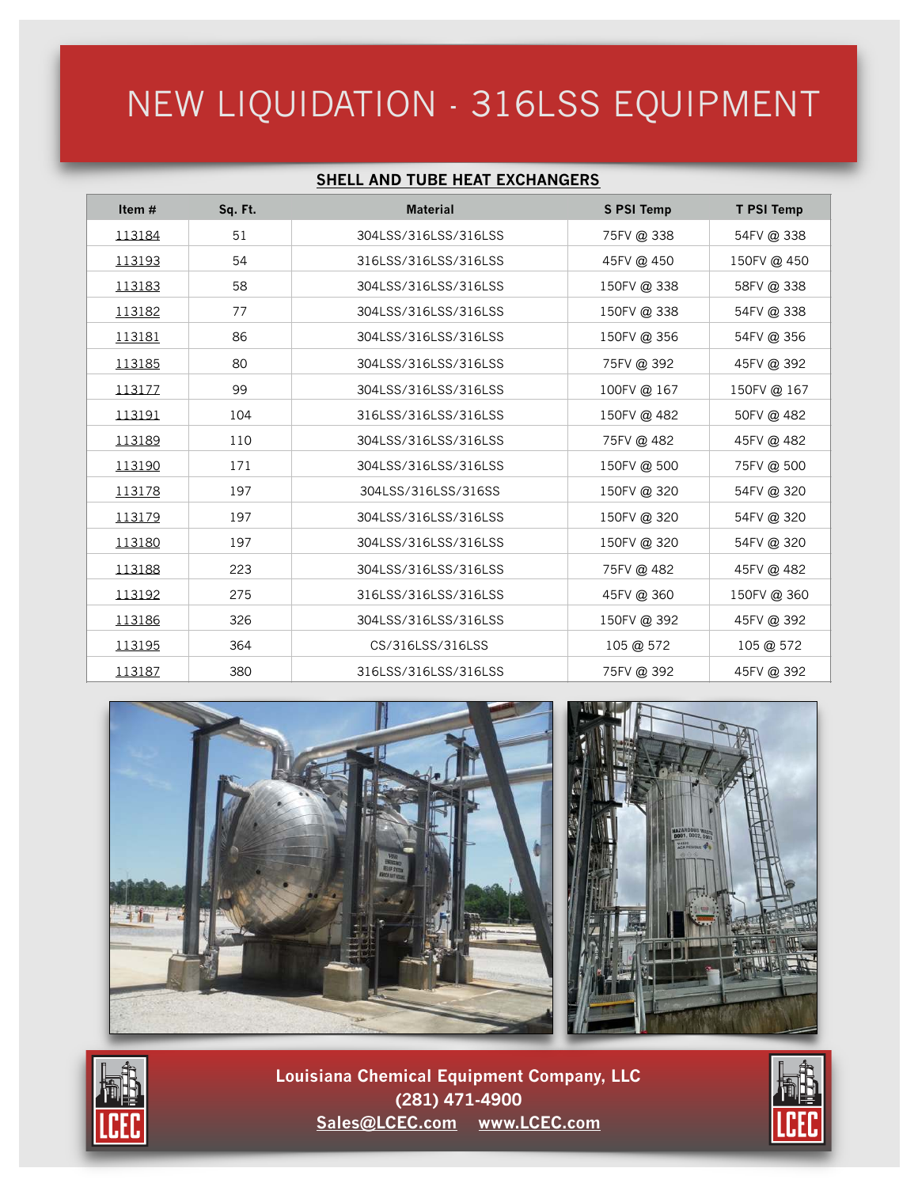# NEW LIQUIDATION - 316LSS EQUIPMENT

## SHELL AND TUBE HEAT EXCHANGERS

| Item # | Sq. Ft. | Material | S PSI Temp | T PSI Temp |
|---|---|---|---|---|
| 113184 | 51 | 304LSS/316LSS/316LSS | 75FV @ 338 | 54FV @ 338 |
| 113193 | 54 | 316LSS/316LSS/316LSS | 45FV @ 450 | 150FV @ 450 |
| 113183 | 58 | 304LSS/316LSS/316LSS | 150FV @ 338 | 58FV @ 338 |
| 113182 | 77 | 304LSS/316LSS/316LSS | 150FV @ 338 | 54FV @ 338 |
| 113181 | 86 | 304LSS/316LSS/316LSS | 150FV @ 356 | 54FV @ 356 |
| 113185 | 80 | 304LSS/316LSS/316LSS | 75FV @ 392 | 45FV @ 392 |
| 113177 | 99 | 304LSS/316LSS/316LSS | 100FV @ 167 | 150FV @ 167 |
| 113191 | 104 | 316LSS/316LSS/316LSS | 150FV @ 482 | 50FV @ 482 |
| 113189 | 110 | 304LSS/316LSS/316LSS | 75FV @ 482 | 45FV @ 482 |
| 113190 | 171 | 304LSS/316LSS/316LSS | 150FV @ 500 | 75FV @ 500 |
| 113178 | 197 | 304LSS/316LSS/316SS | 150FV @ 320 | 54FV @ 320 |
| 113179 | 197 | 304LSS/316LSS/316LSS | 150FV @ 320 | 54FV @ 320 |
| 113180 | 197 | 304LSS/316LSS/316LSS | 150FV @ 320 | 54FV @ 320 |
| 113188 | 223 | 304LSS/316LSS/316LSS | 75FV @ 482 | 45FV @ 482 |
| 113192 | 275 | 316LSS/316LSS/316LSS | 45FV @ 360 | 150FV @ 360 |
| 113186 | 326 | 304LSS/316LSS/316LSS | 150FV @ 392 | 45FV @ 392 |
| 113195 | 364 | CS/316LSS/316LSS | 105 @ 572 | 105 @ 572 |
| 113187 | 380 | 316LSS/316LSS/316LSS | 75FV @ 392 | 45FV @ 392 |

**Louisiana Chemical Equipment Company, LLC**
**(281) 471-4900**
**Sales@LCEC.com** **www.LCEC.com**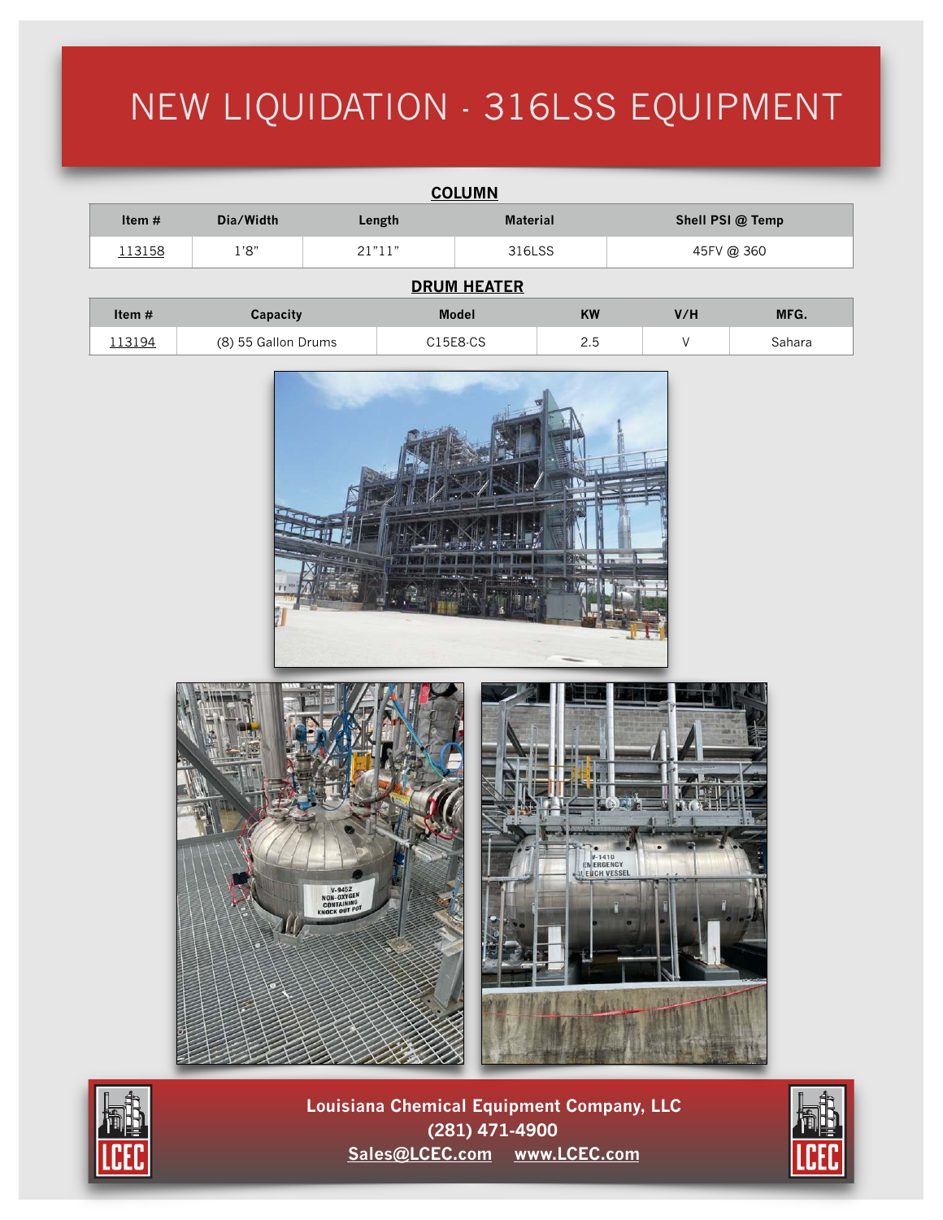# NEW LIQUIDATION - 316LSS EQUIPMENT

## COLUMN

| Item # | Dia/Width | Length | Material | Shell PSI @ Temp |
|---|---|---|---|---|
| 113158 | 1'8" | 21"11" | 316LSS | 45FV @ 360 |

## DRUM HEATER

| Item # | Capacity | Model | KW | V/H | MFG. |
|---|---|---|---|---|---|
| 113194 | (8) 55 Gallon Drums | C15E8-CS | 2.5 | V | Sahara |

**Louisiana Chemical Equipment Company, LLC**
**(281) 471-4900**
**Sales@LCEC.com** **www.LCEC.com**